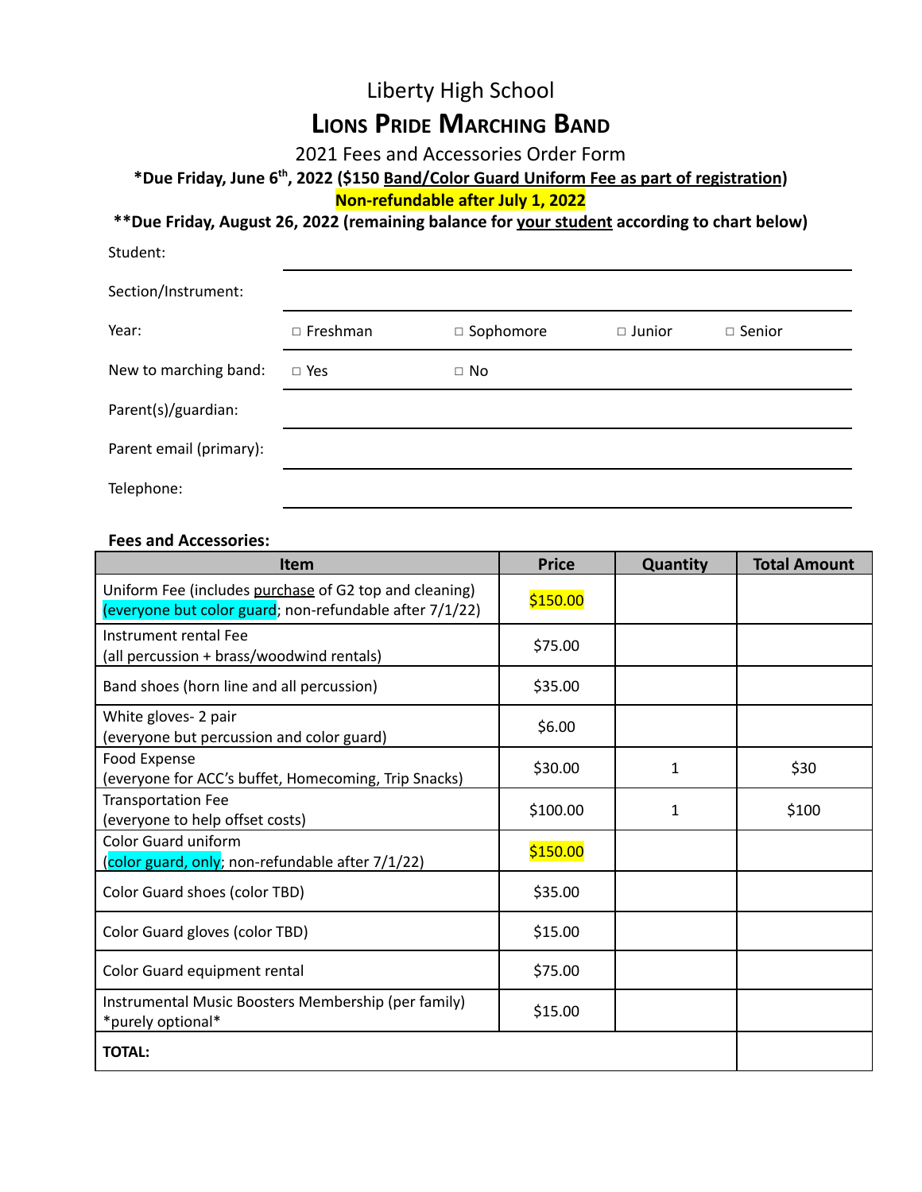# Liberty High School

## Lions Pride Marching Band

2021 Fees and Accessories Order Form

**\*Due Friday, June 6th, 2022 ($150 Band/Color Guard Uniform Fee as part of registration)**

**Non-refundable after July 1, 2022**

**\*\*Due Friday, August 26, 2022 (remaining balance for your student according to chart below)**

| | | | | |
|---|---|---|---|---|
| Student: | | | | |
| Section/Instrument: | | | | |
| Year: | □ Freshman | □ Sophomore | □ Junior | □ Senior |
| New to marching band: | □ Yes | □ No | | |
| Parent(s)/guardian: | | | | |
| Parent email (primary): | | | | |
| Telephone: | | | | |

**Fees and Accessories:**

| Item | Price | Quantity | Total Amount |
|---|---|---|---|
| Uniform Fee (includes purchase of G2 top and cleaning) (everyone but color guard; non-refundable after 7/1/22) | $150.00 | | |
| Instrument rental Fee (all percussion + brass/woodwind rentals) | $75.00 | | |
| Band shoes (horn line and all percussion) | $35.00 | | |
| White gloves- 2 pair (everyone but percussion and color guard) | $6.00 | | |
| Food Expense (everyone for ACC's buffet, Homecoming, Trip Snacks) | $30.00 | 1 | $30 |
| Transportation Fee (everyone to help offset costs) | $100.00 | 1 | $100 |
| Color Guard uniform (color guard, only; non-refundable after 7/1/22) | $150.00 | | |
| Color Guard shoes (color TBD) | $35.00 | | |
| Color Guard gloves (color TBD) | $15.00 | | |
| Color Guard equipment rental | $75.00 | | |
| Instrumental Music Boosters Membership (per family) \*purely optional\* | $15.00 | | |
| **TOTAL:** | | | |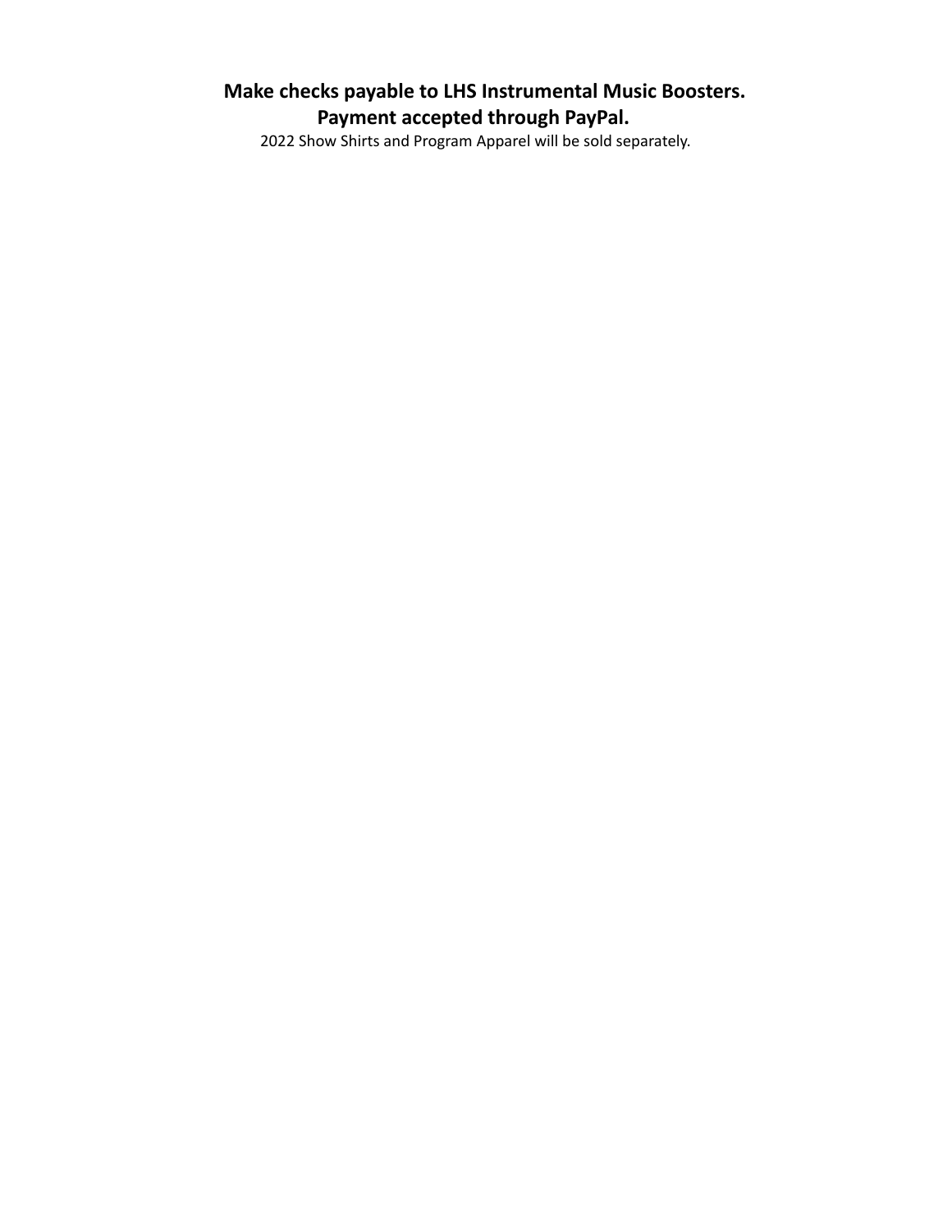**Make checks payable to LHS Instrumental Music Boosters.**
**Payment accepted through PayPal.**

2022 Show Shirts and Program Apparel will be sold separately.